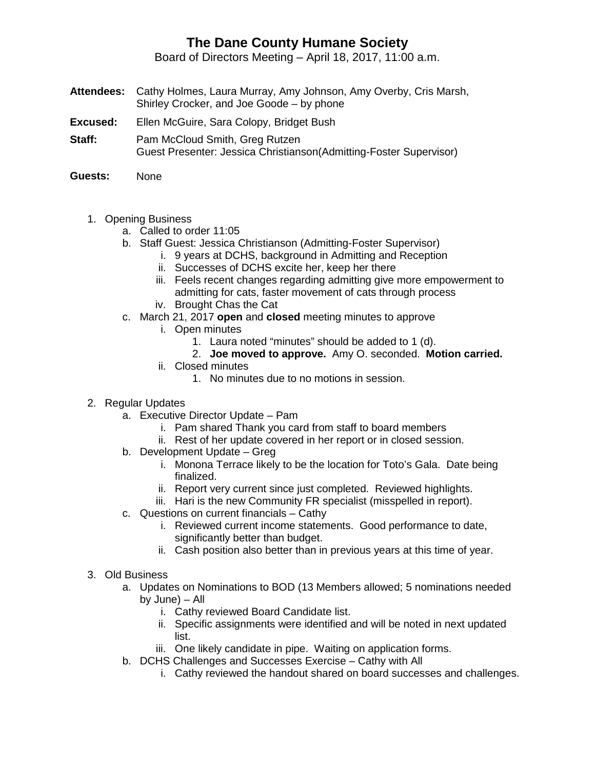# The Dane County Humane Society

Board of Directors Meeting – April 18, 2017, 11:00 a.m.

**Attendees:** Cathy Holmes, Laura Murray, Amy Johnson, Amy Overby, Cris Marsh, Shirley Crocker, and Joe Goode – by phone

**Excused:** Ellen McGuire, Sara Colopy, Bridget Bush

**Staff:** Pam McCloud Smith, Greg Rutzen
Guest Presenter: Jessica Christianson(Admitting-Foster Supervisor)

**Guests:** None

1. Opening Business
   a. Called to order 11:05
   b. Staff Guest: Jessica Christianson (Admitting-Foster Supervisor)
      i. 9 years at DCHS, background in Admitting and Reception
      ii. Successes of DCHS excite her, keep her there
      iii. Feels recent changes regarding admitting give more empowerment to admitting for cats, faster movement of cats through process
      iv. Brought Chas the Cat
   c. March 21, 2017 **open** and **closed** meeting minutes to approve
      i. Open minutes
         1. Laura noted "minutes" should be added to 1 (d).
         2. **Joe moved to approve.** Amy O. seconded. **Motion carried.**
      ii. Closed minutes
         1. No minutes due to no motions in session.

2. Regular Updates
   a. Executive Director Update – Pam
      i. Pam shared Thank you card from staff to board members
      ii. Rest of her update covered in her report or in closed session.
   b. Development Update – Greg
      i. Monona Terrace likely to be the location for Toto's Gala. Date being finalized.
      ii. Report very current since just completed. Reviewed highlights.
      iii. Hari is the new Community FR specialist (misspelled in report).
   c. Questions on current financials – Cathy
      i. Reviewed current income statements. Good performance to date, significantly better than budget.
      ii. Cash position also better than in previous years at this time of year.

3. Old Business
   a. Updates on Nominations to BOD (13 Members allowed; 5 nominations needed by June) – All
      i. Cathy reviewed Board Candidate list.
      ii. Specific assignments were identified and will be noted in next updated list.
      iii. One likely candidate in pipe. Waiting on application forms.
   b. DCHS Challenges and Successes Exercise – Cathy with All
      i. Cathy reviewed the handout shared on board successes and challenges.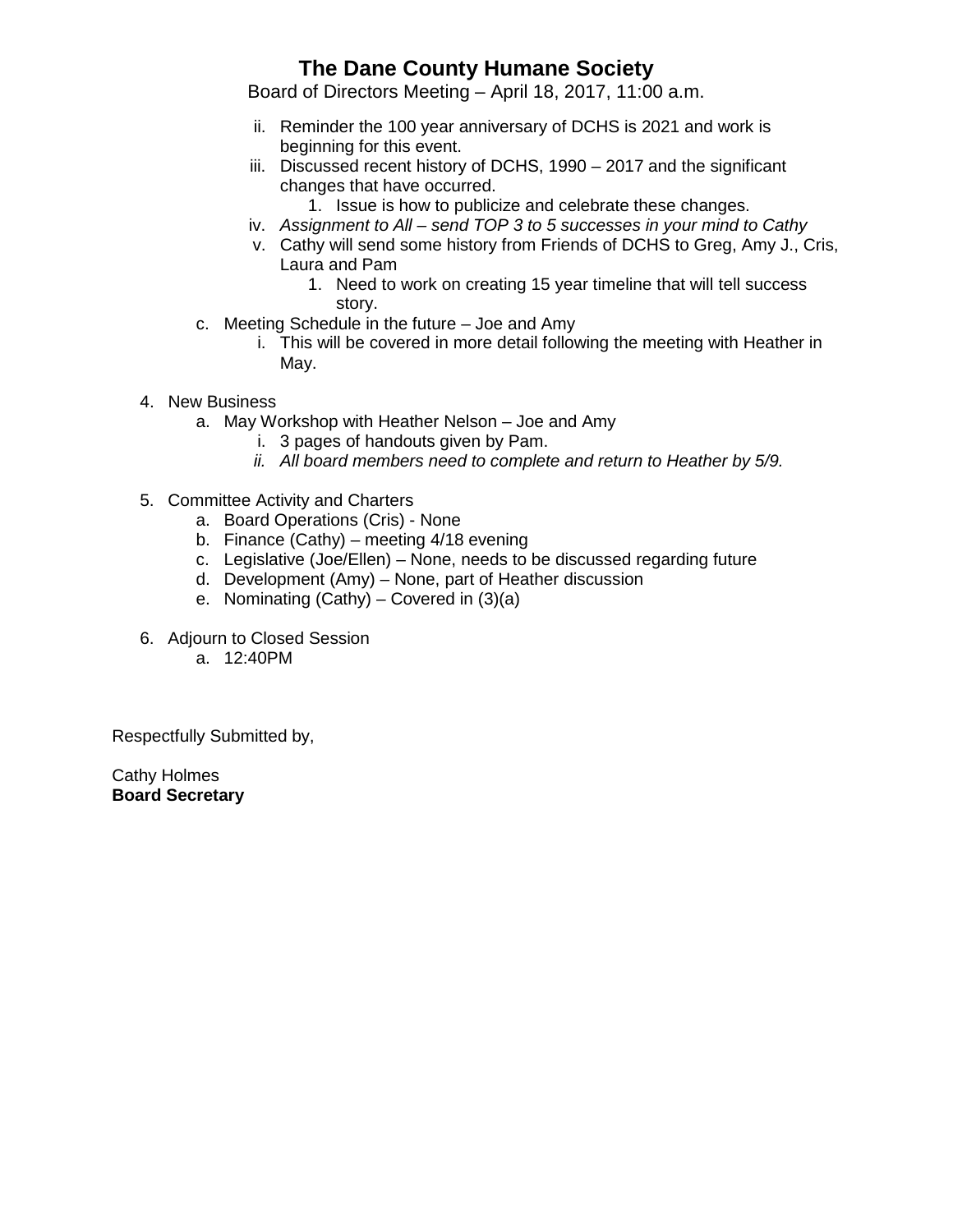# The Dane County Humane Society

Board of Directors Meeting – April 18, 2017, 11:00 a.m.

- ii. Reminder the 100 year anniversary of DCHS is 2021 and work is beginning for this event.
- iii. Discussed recent history of DCHS, 1990 – 2017 and the significant changes that have occurred.
  1. Issue is how to publicize and celebrate these changes.
- iv. *Assignment to All – send TOP 3 to 5 successes in your mind to Cathy*
- v. Cathy will send some history from Friends of DCHS to Greg, Amy J., Cris, Laura and Pam
  1. Need to work on creating 15 year timeline that will tell success story.

c. Meeting Schedule in the future – Joe and Amy
- i. This will be covered in more detail following the meeting with Heather in May.

4. New Business
   - a. May Workshop with Heather Nelson – Joe and Amy
     - i. 3 pages of handouts given by Pam.
     - *ii. All board members need to complete and return to Heather by 5/9.*

5. Committee Activity and Charters
   - a. Board Operations (Cris) - None
   - b. Finance (Cathy) – meeting 4/18 evening
   - c. Legislative (Joe/Ellen) – None, needs to be discussed regarding future
   - d. Development (Amy) – None, part of Heather discussion
   - e. Nominating (Cathy) – Covered in (3)(a)

6. Adjourn to Closed Session
   - a. 12:40PM

Respectfully Submitted by,

Cathy Holmes
**Board Secretary**